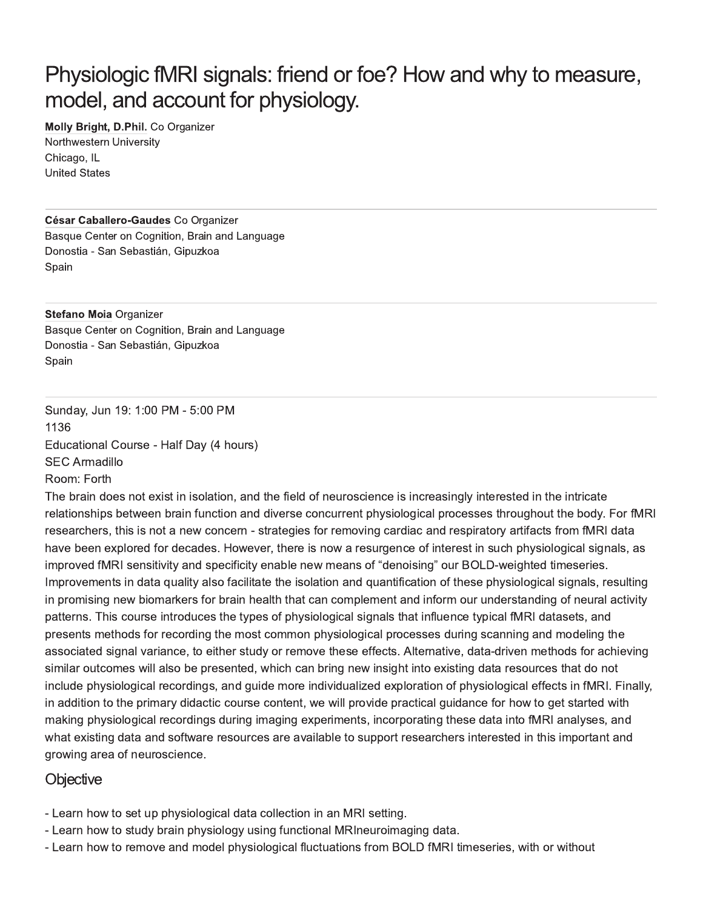# Physiologic fMRI signals: friend or foe? How and why to measure, model, and account for physiology.

**Molly Bright, D.Phil.** Co Organizer
Northwestern University
Chicago, IL
United States

---

**César Caballero-Gaudes** Co Organizer
Basque Center on Cognition, Brain and Language
Donostia - San Sebastián, Gipuzkoa
Spain

---

**Stefano Moia** Organizer
Basque Center on Cognition, Brain and Language
Donostia - San Sebastián, Gipuzkoa
Spain

---

Sunday, Jun 19: 1:00 PM - 5:00 PM
1136
Educational Course - Half Day (4 hours)
SEC Armadillo
Room: Forth

The brain does not exist in isolation, and the field of neuroscience is increasingly interested in the intricate relationships between brain function and diverse concurrent physiological processes throughout the body. For fMRI researchers, this is not a new concern - strategies for removing cardiac and respiratory artifacts from fMRI data have been explored for decades. However, there is now a resurgence of interest in such physiological signals, as improved fMRI sensitivity and specificity enable new means of "denoising" our BOLD-weighted timeseries. Improvements in data quality also facilitate the isolation and quantification of these physiological signals, resulting in promising new biomarkers for brain health that can complement and inform our understanding of neural activity patterns. This course introduces the types of physiological signals that influence typical fMRI datasets, and presents methods for recording the most common physiological processes during scanning and modeling the associated signal variance, to either study or remove these effects. Alternative, data-driven methods for achieving similar outcomes will also be presented, which can bring new insight into existing data resources that do not include physiological recordings, and guide more individualized exploration of physiological effects in fMRI. Finally, in addition to the primary didactic course content, we will provide practical guidance for how to get started with making physiological recordings during imaging experiments, incorporating these data into fMRI analyses, and what existing data and software resources are available to support researchers interested in this important and growing area of neuroscience.

## Objective

- Learn how to set up physiological data collection in an MRI setting.
- Learn how to study brain physiology using functional MRIneuroimaging data.
- Learn how to remove and model physiological fluctuations from BOLD fMRI timeseries, with or without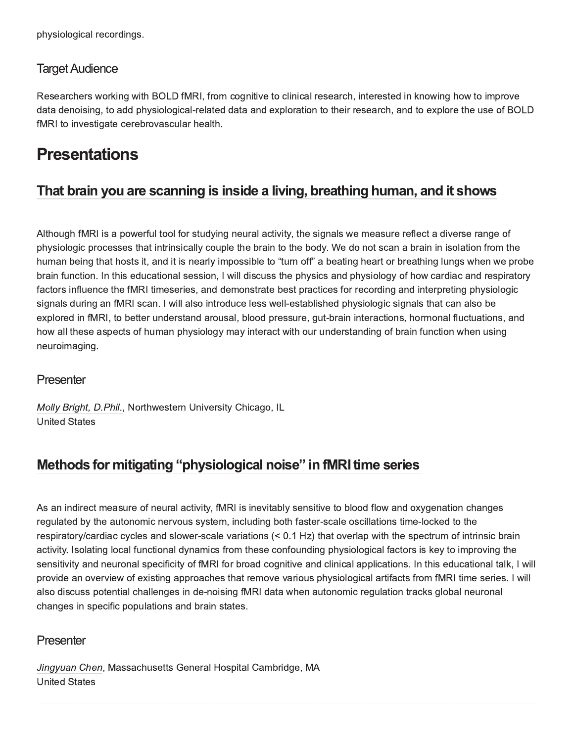physiological recordings.

### Target Audience

Researchers working with BOLD fMRI, from cognitive to clinical research, interested in knowing how to improve data denoising, to add physiological-related data and exploration to their research, and to explore the use of BOLD fMRI to investigate cerebrovascular health.

# Presentations

## That brain you are scanning is inside a living, breathing human, and it shows

Although fMRI is a powerful tool for studying neural activity, the signals we measure reflect a diverse range of physiologic processes that intrinsically couple the brain to the body. We do not scan a brain in isolation from the human being that hosts it, and it is nearly impossible to "turn off" a beating heart or breathing lungs when we probe brain function. In this educational session, I will discuss the physics and physiology of how cardiac and respiratory factors influence the fMRI timeseries, and demonstrate best practices for recording and interpreting physiologic signals during an fMRI scan. I will also introduce less well-established physiologic signals that can also be explored in fMRI, to better understand arousal, blood pressure, gut-brain interactions, hormonal fluctuations, and how all these aspects of human physiology may interact with our understanding of brain function when using neuroimaging.

### Presenter

*Molly Bright, D.Phil.*, Northwestern University Chicago, IL
United States

## Methods for mitigating "physiological noise" in fMRI time series

As an indirect measure of neural activity, fMRI is inevitably sensitive to blood flow and oxygenation changes regulated by the autonomic nervous system, including both faster-scale oscillations time-locked to the respiratory/cardiac cycles and slower-scale variations (< 0.1 Hz) that overlap with the spectrum of intrinsic brain activity. Isolating local functional dynamics from these confounding physiological factors is key to improving the sensitivity and neuronal specificity of fMRI for broad cognitive and clinical applications. In this educational talk, I will provide an overview of existing approaches that remove various physiological artifacts from fMRI time series. I will also discuss potential challenges in de-noising fMRI data when autonomic regulation tracks global neuronal changes in specific populations and brain states.

### Presenter

*Jingyuan Chen*, Massachusetts General Hospital Cambridge, MA
United States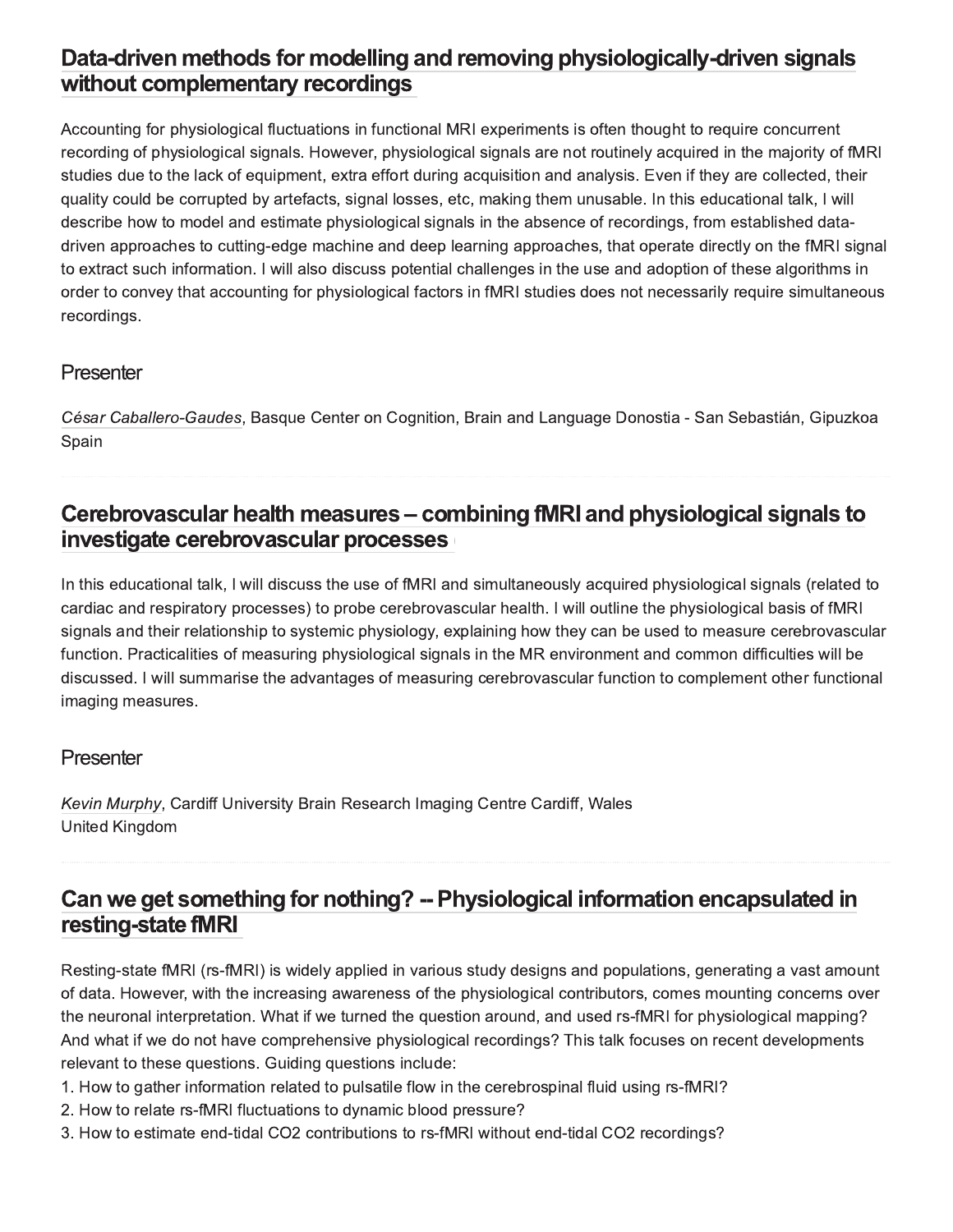## Data-driven methods for modelling and removing physiologically-driven signals without complementary recordings

Accounting for physiological fluctuations in functional MRI experiments is often thought to require concurrent recording of physiological signals. However, physiological signals are not routinely acquired in the majority of fMRI studies due to the lack of equipment, extra effort during acquisition and analysis. Even if they are collected, their quality could be corrupted by artefacts, signal losses, etc, making them unusable. In this educational talk, I will describe how to model and estimate physiological signals in the absence of recordings, from established data-driven approaches to cutting-edge machine and deep learning approaches, that operate directly on the fMRI signal to extract such information. I will also discuss potential challenges in the use and adoption of these algorithms in order to convey that accounting for physiological factors in fMRI studies does not necessarily require simultaneous recordings.

### Presenter

*César Caballero-Gaudes*, Basque Center on Cognition, Brain and Language Donostia - San Sebastián, Gipuzkoa Spain

---

## Cerebrovascular health measures – combining fMRI and physiological signals to investigate cerebrovascular processes

In this educational talk, I will discuss the use of fMRI and simultaneously acquired physiological signals (related to cardiac and respiratory processes) to probe cerebrovascular health. I will outline the physiological basis of fMRI signals and their relationship to systemic physiology, explaining how they can be used to measure cerebrovascular function. Practicalities of measuring physiological signals in the MR environment and common difficulties will be discussed. I will summarise the advantages of measuring cerebrovascular function to complement other functional imaging measures.

### Presenter

*Kevin Murphy*, Cardiff University Brain Research Imaging Centre Cardiff, Wales United Kingdom

---

## Can we get something for nothing? -- Physiological information encapsulated in resting-state fMRI

Resting-state fMRI (rs-fMRI) is widely applied in various study designs and populations, generating a vast amount of data. However, with the increasing awareness of the physiological contributors, comes mounting concerns over the neuronal interpretation. What if we turned the question around, and used rs-fMRI for physiological mapping? And what if we do not have comprehensive physiological recordings? This talk focuses on recent developments relevant to these questions. Guiding questions include:

1. How to gather information related to pulsatile flow in the cerebrospinal fluid using rs-fMRI?
2. How to relate rs-fMRI fluctuations to dynamic blood pressure?
3. How to estimate end-tidal $CO_2$ contributions to rs-fMRI without end-tidal $CO_2$ recordings?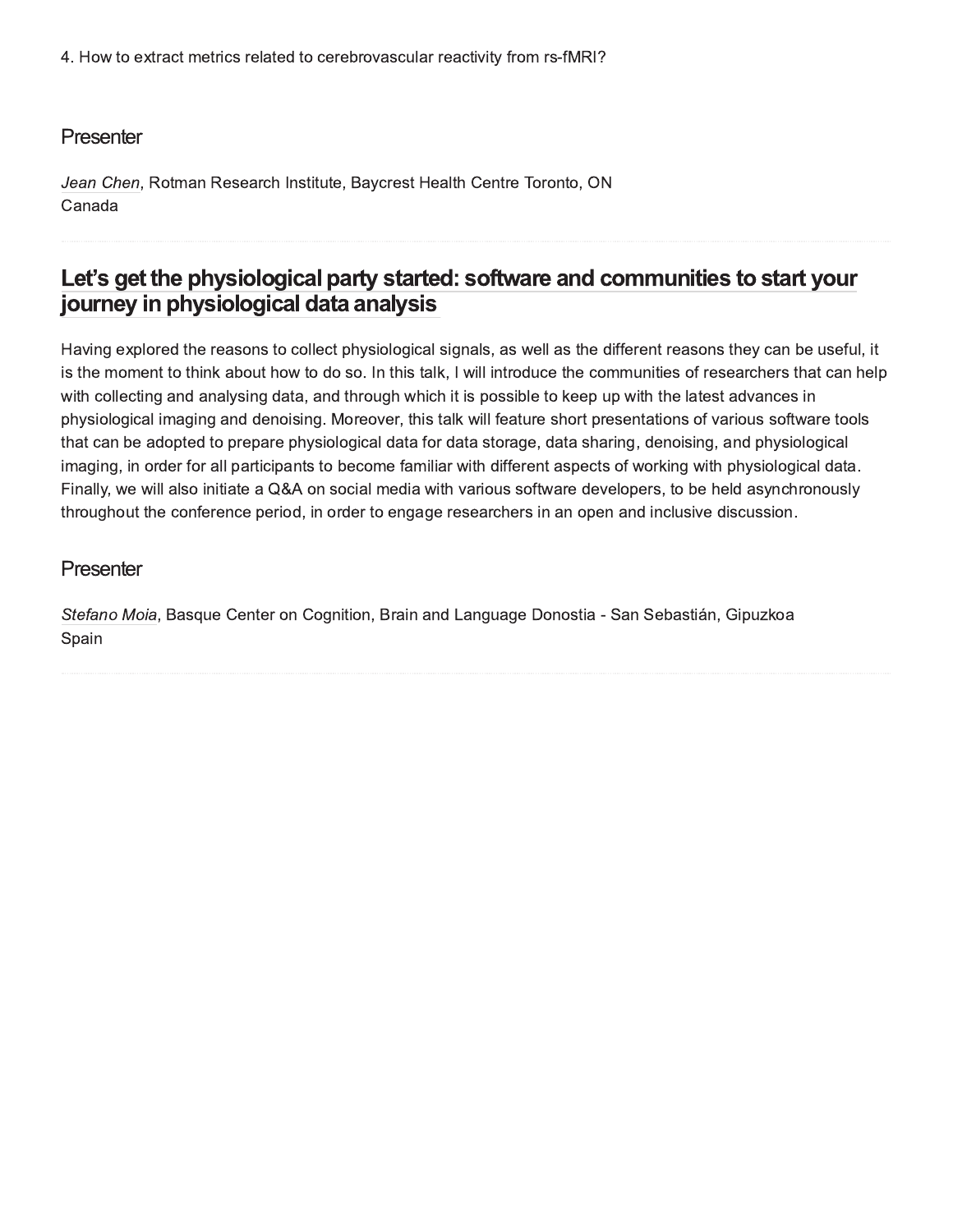4. How to extract metrics related to cerebrovascular reactivity from rs-fMRI?

### Presenter

*Jean Chen*, Rotman Research Institute, Baycrest Health Centre Toronto, ON
Canada

## Let's get the physiological party started: software and communities to start your journey in physiological data analysis

Having explored the reasons to collect physiological signals, as well as the different reasons they can be useful, it is the moment to think about how to do so. In this talk, I will introduce the communities of researchers that can help with collecting and analysing data, and through which it is possible to keep up with the latest advances in physiological imaging and denoising. Moreover, this talk will feature short presentations of various software tools that can be adopted to prepare physiological data for data storage, data sharing, denoising, and physiological imaging, in order for all participants to become familiar with different aspects of working with physiological data. Finally, we will also initiate a Q&A on social media with various software developers, to be held asynchronously throughout the conference period, in order to engage researchers in an open and inclusive discussion.

### Presenter

*Stefano Moia*, Basque Center on Cognition, Brain and Language Donostia - San Sebastián, Gipuzkoa
Spain